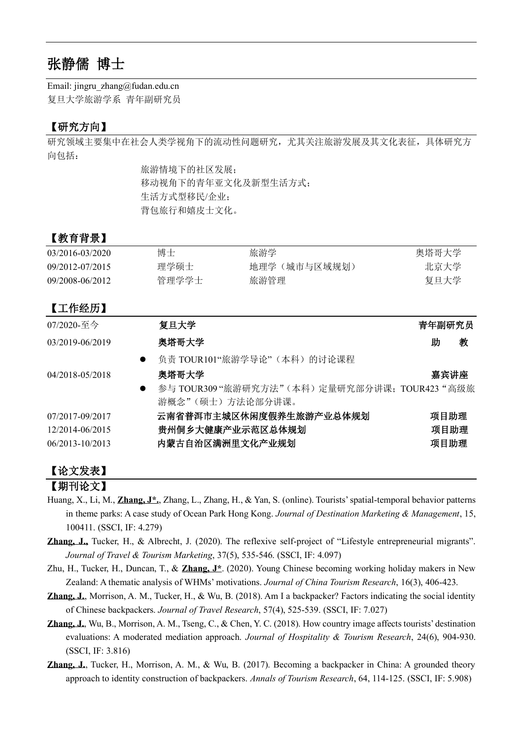# 张静儒 博士

Email: jingru_zhang@fudan.edu.cn
复旦大学旅游学系 青年副研究员

## 【研究方向】

研究领域主要集中在社会人类学视角下的流动性问题研究，尤其关注旅游发展及其文化表征，具体研究方向包括：

旅游情境下的社区发展；
移动视角下的青年亚文化及新型生活方式；
生活方式型移民/企业；
背包旅行和嬉皮士文化。

## 【教育背景】

| | | | |
|---|---|---|---|
| 03/2016-03/2020 | 博士 | 旅游学 | 奥塔哥大学 |
| 09/2012-07/2015 | 理学硕士 | 地理学（城市与区域规划） | 北京大学 |
| 09/2008-06/2012 | 管理学学士 | 旅游管理 | 复旦大学 |

## 【工作经历】

| | | |
|---|---|---|
| 07/2020-至今 | **复旦大学** | **青年副研究员** |
| 03/2019-06/2019 | **奥塔哥大学** | **助　　教** |
| | ● 负责 TOUR101“旅游学导论”（本科）的讨论课程 | |
| 04/2018-05/2018 | **奥塔哥大学** | **嘉宾讲座** |
| | ● 参与 TOUR309“旅游研究方法”（本科）定量研究部分讲课；TOUR423“高级旅游概念”（硕士）方法论部分讲课。 | |
| 07/2017-09/2017 | **云南省普洱市主城区休闲度假养生旅游产业总体规划** | **项目助理** |
| 12/2014-06/2015 | **贵州侗乡大健康产业示范区总体规划** | **项目助理** |
| 06/2013-10/2013 | **内蒙古自治区满洲里文化产业规划** | **项目助理** |

## 【论文发表】

### 【期刊论文】

Huang, X., Li, M., **Zhang, J*.**, Zhang, L., Zhang, H., & Yan, S. (online). Tourists' spatial-temporal behavior patterns in theme parks: A case study of Ocean Park Hong Kong. *Journal of Destination Marketing & Management*, 15, 100411. (SSCI, IF: 4.279)

**Zhang, J.**, Tucker, H., & Albrecht, J. (2020). The reflexive self-project of "Lifestyle entrepreneurial migrants". *Journal of Travel & Tourism Marketing*, 37(5), 535-546. (SSCI, IF: 4.097)

Zhu, H., Tucker, H., Duncan, T., & **Zhang, J***. (2020). Young Chinese becoming working holiday makers in New Zealand: A thematic analysis of WHMs' motivations. *Journal of China Tourism Research*, 16(3), 406-423.

**Zhang, J.**, Morrison, A. M., Tucker, H., & Wu, B. (2018). Am I a backpacker? Factors indicating the social identity of Chinese backpackers. *Journal of Travel Research*, 57(4), 525-539. (SSCI, IF: 7.027)

**Zhang, J.**, Wu, B., Morrison, A. M., Tseng, C., & Chen, Y. C. (2018). How country image affects tourists' destination evaluations: A moderated mediation approach. *Journal of Hospitality & Tourism Research*, 24(6), 904-930. (SSCI, IF: 3.816)

**Zhang, J.**, Tucker, H., Morrison, A. M., & Wu, B. (2017). Becoming a backpacker in China: A grounded theory approach to identity construction of backpackers. *Annals of Tourism Research*, 64, 114-125. (SSCI, IF: 5.908)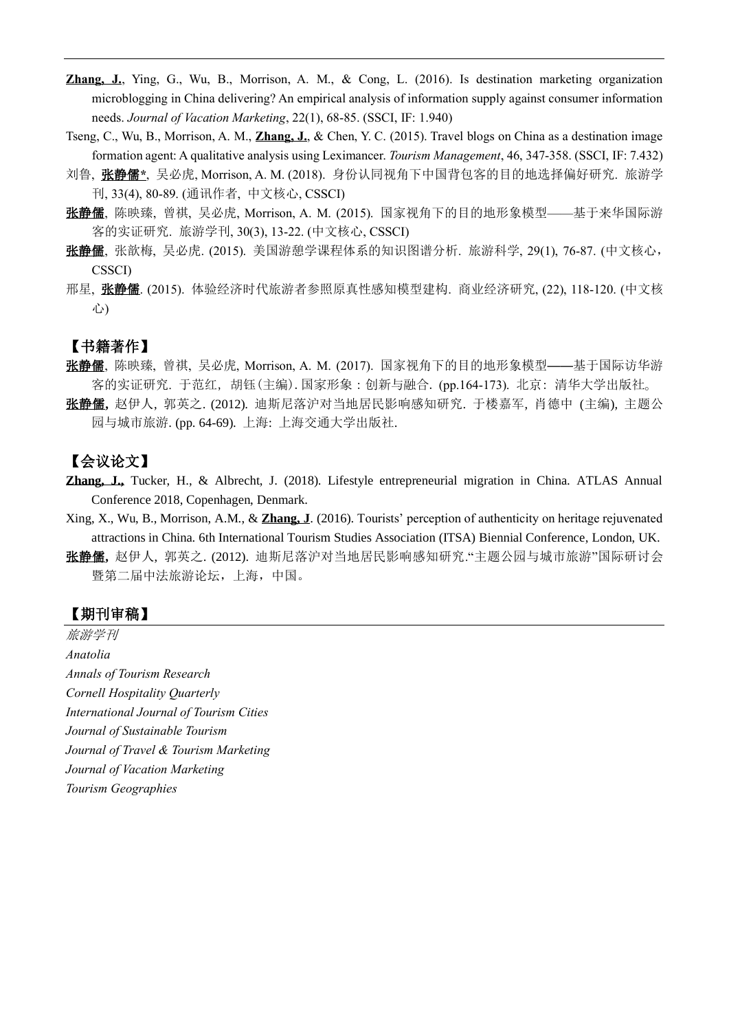**Zhang, J.**, Ying, G., Wu, B., Morrison, A. M., & Cong, L. (2016). Is destination marketing organization microblogging in China delivering? An empirical analysis of information supply against consumer information needs. *Journal of Vacation Marketing*, 22(1), 68-85. (SSCI, IF: 1.940)

Tseng, C., Wu, B., Morrison, A. M., **Zhang, J.**, & Chen, Y. C. (2015). Travel blogs on China as a destination image formation agent: A qualitative analysis using Leximancer. *Tourism Management*, 46, 347-358. (SSCI, IF: 7.432)

刘鲁, **张静儒***, 吴必虎, Morrison, A. M. (2018). 身份认同视角下中国背包客的目的地选择偏好研究. 旅游学刊, 33(4), 80-89. (通讯作者, 中文核心, CSSCI)

**张静儒**, 陈映臻, 曾祺, 吴必虎, Morrison, A. M. (2015). 国家视角下的目的地形象模型——基于来华国际游客的实证研究. 旅游学刊, 30(3), 13-22. (中文核心, CSSCI)

**张静儒**, 张歆梅, 吴必虎. (2015). 美国游憩学课程体系的知识图谱分析. 旅游科学, 29(1), 76-87. (中文核心，CSSCI)

邢星, **张静儒**. (2015). 体验经济时代旅游者参照原真性感知模型建构. 商业经济研究, (22), 118-120. (中文核心)

## 【书籍著作】

**张静儒**, 陈映臻, 曾祺, 吴必虎, Morrison, A. M. (2017). 国家视角下的目的地形象模型——基于国际访华游客的实证研究. 于范红, 胡钰(主编). 国家形象：创新与融合. (pp.164-173). 北京：清华大学出版社。

**张静儒**, 赵伊人, 郭英之. (2012). 迪斯尼落沪对当地居民影响感知研究. 于楼嘉军, 肖德中 (主编), 主题公园与城市旅游. (pp. 64-69). 上海: 上海交通大学出版社.

## 【会议论文】

**Zhang, J.**, Tucker, H., & Albrecht, J. (2018). Lifestyle entrepreneurial migration in China. ATLAS Annual Conference 2018, Copenhagen, Denmark.

Xing, X., Wu, B., Morrison, A.M., & **Zhang, J**. (2016). Tourists' perception of authenticity on heritage rejuvenated attractions in China. 6th International Tourism Studies Association (ITSA) Biennial Conference, London, UK.

**张静儒**, 赵伊人, 郭英之. (2012). 迪斯尼落沪对当地居民影响感知研究."主题公园与城市旅游"国际研讨会暨第二届中法旅游论坛，上海，中国。

## 【期刊审稿】

*旅游学刊*
*Anatolia*
*Annals of Tourism Research*
*Cornell Hospitality Quarterly*
*International Journal of Tourism Cities*
*Journal of Sustainable Tourism*
*Journal of Travel & Tourism Marketing*
*Journal of Vacation Marketing*
*Tourism Geographies*